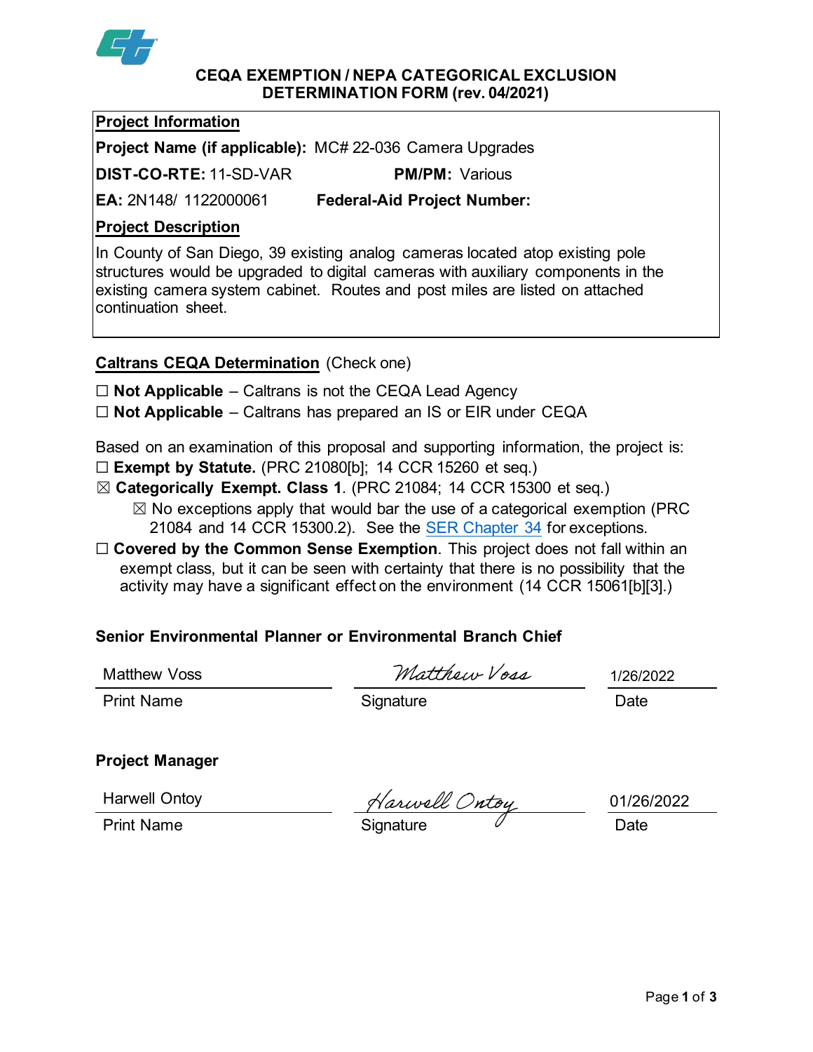**CEQA EXEMPTION / NEPA CATEGORICAL EXCLUSION DETERMINATION FORM (rev. 04/2021)**

## Project Information

**Project Name (if applicable):** MC# 22-036 Camera Upgrades

**DIST-CO-RTE:** 11-SD-VAR **PM/PM:** Various

**EA:** 2N148/ 1122000061 **Federal-Aid Project Number:**

## Project Description

In County of San Diego, 39 existing analog cameras located atop existing pole structures would be upgraded to digital cameras with auxiliary components in the existing camera system cabinet. Routes and post miles are listed on attached continuation sheet.

## Caltrans CEQA Determination (Check one)

☐ **Not Applicable** – Caltrans is not the CEQA Lead Agency

☐ **Not Applicable** – Caltrans has prepared an IS or EIR under CEQA

Based on an examination of this proposal and supporting information, the project is:

☐ **Exempt by Statute.** (PRC 21080[b]; 14 CCR 15260 et seq.)

☒ **Categorically Exempt. Class 1**. (PRC 21084; 14 CCR 15300 et seq.)

☒ No exceptions apply that would bar the use of a categorical exemption (PRC 21084 and 14 CCR 15300.2). See the SER Chapter 34 for exceptions.

☐ **Covered by the Common Sense Exemption**. This project does not fall within an exempt class, but it can be seen with certainty that there is no possibility that the activity may have a significant effect on the environment (14 CCR 15061[b][3].)

**Senior Environmental Planner or Environmental Branch Chief**

| | | |
|---|---|---|
| Matthew Voss | Matthew Voss | 1/26/2022 |
| Print Name | Signature | Date |

**Project Manager**

| | | |
|---|---|---|
| Harwell Ontoy | Harwell Ontoy | 01/26/2022 |
| Print Name | Signature | Date |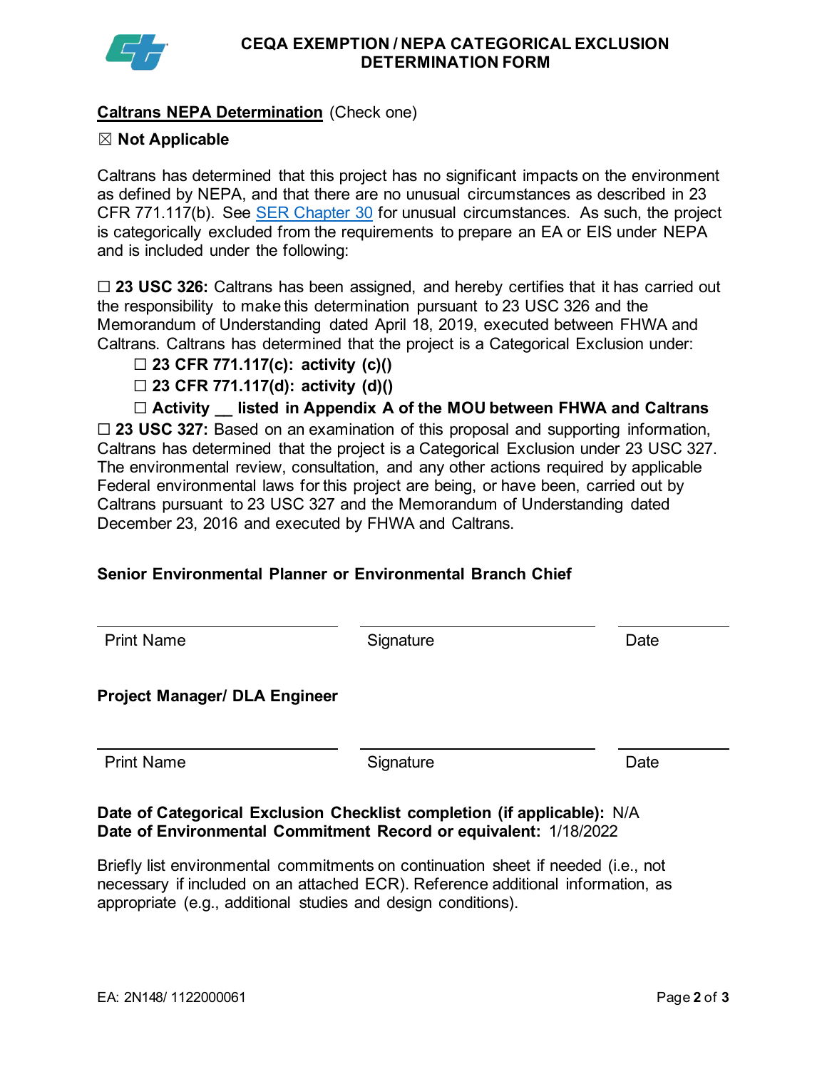# CEQA EXEMPTION / NEPA CATEGORICAL EXCLUSION DETERMINATION FORM

**Caltrans NEPA Determination** (Check one)

☒ **Not Applicable**

Caltrans has determined that this project has no significant impacts on the environment as defined by NEPA, and that there are no unusual circumstances as described in 23 CFR 771.117(b). See SER Chapter 30 for unusual circumstances. As such, the project is categorically excluded from the requirements to prepare an EA or EIS under NEPA and is included under the following:

☐ **23 USC 326:** Caltrans has been assigned, and hereby certifies that it has carried out the responsibility to make this determination pursuant to 23 USC 326 and the Memorandum of Understanding dated April 18, 2019, executed between FHWA and Caltrans. Caltrans has determined that the project is a Categorical Exclusion under:

- ☐ **23 CFR 771.117(c): activity (c)()**
- ☐ **23 CFR 771.117(d): activity (d)()**
- ☐ **Activity __ listed in Appendix A of the MOU between FHWA and Caltrans**

☐ **23 USC 327:** Based on an examination of this proposal and supporting information, Caltrans has determined that the project is a Categorical Exclusion under 23 USC 327. The environmental review, consultation, and any other actions required by applicable Federal environmental laws for this project are being, or have been, carried out by Caltrans pursuant to 23 USC 327 and the Memorandum of Understanding dated December 23, 2016 and executed by FHWA and Caltrans.

**Senior Environmental Planner or Environmental Branch Chief**

| Print Name | Signature | Date |
|---|---|---|
| | | |

**Project Manager/ DLA Engineer**

| Print Name | Signature | Date |
|---|---|---|
| | | |

**Date of Categorical Exclusion Checklist completion (if applicable):** N/A
**Date of Environmental Commitment Record or equivalent:** 1/18/2022

Briefly list environmental commitments on continuation sheet if needed (i.e., not necessary if included on an attached ECR). Reference additional information, as appropriate (e.g., additional studies and design conditions).

EA: 2N148/ 1122000061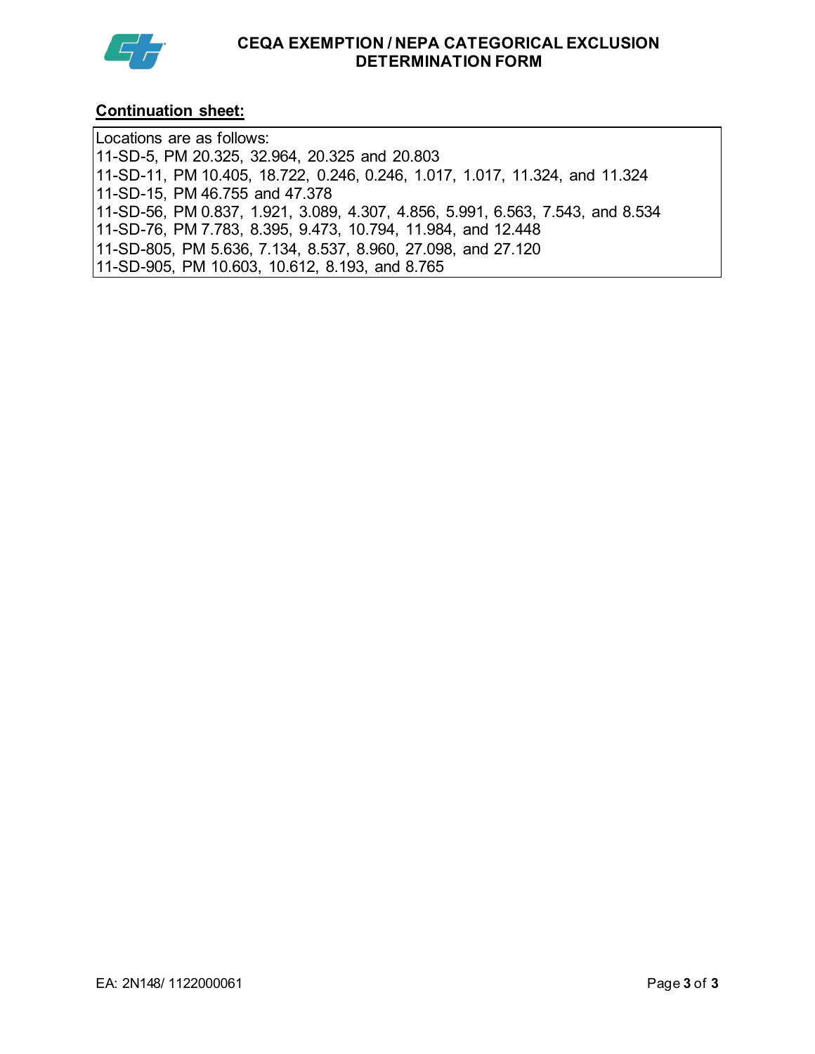**Continuation sheet:**

Locations are as follows:
11-SD-5, PM 20.325, 32.964, 20.325 and 20.803
11-SD-11, PM 10.405, 18.722, 0.246, 0.246, 1.017, 1.017, 11.324, and 11.324
11-SD-15, PM 46.755 and 47.378
11-SD-56, PM 0.837, 1.921, 3.089, 4.307, 4.856, 5.991, 6.563, 7.543, and 8.534
11-SD-76, PM 7.783, 8.395, 9.473, 10.794, 11.984, and 12.448
11-SD-805, PM 5.636, 7.134, 8.537, 8.960, 27.098, and 27.120
11-SD-905, PM 10.603, 10.612, 8.193, and 8.765